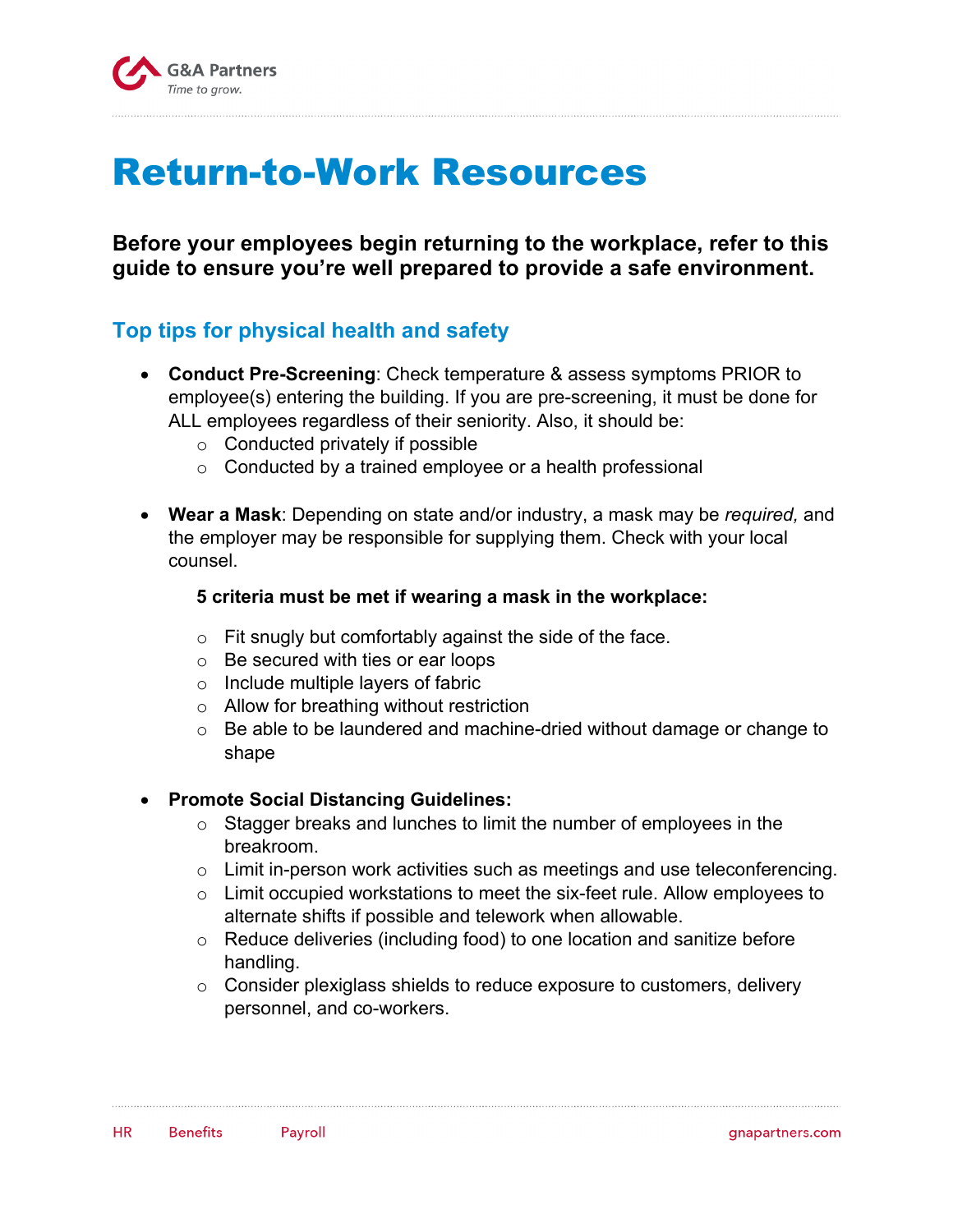# Return-to-Work Resources

**Before your employees begin returning to the workplace, refer to this guide to ensure you're well prepared to provide a safe environment.**

## Top tips for physical health and safety

- **Conduct Pre-Screening**: Check temperature & assess symptoms PRIOR to employee(s) entering the building. If you are pre-screening, it must be done for ALL employees regardless of their seniority. Also, it should be:
  - Conducted privately if possible
  - Conducted by a trained employee or a health professional

- **Wear a Mask**: Depending on state and/or industry, a mask may be *required,* and the employer may be responsible for supplying them. Check with your local counsel.

  **5 criteria must be met if wearing a mask in the workplace:**

  - Fit snugly but comfortably against the side of the face.
  - Be secured with ties or ear loops
  - Include multiple layers of fabric
  - Allow for breathing without restriction
  - Be able to be laundered and machine-dried without damage or change to shape

- **Promote Social Distancing Guidelines:**
  - Stagger breaks and lunches to limit the number of employees in the breakroom.
  - Limit in-person work activities such as meetings and use teleconferencing.
  - Limit occupied workstations to meet the six-feet rule. Allow employees to alternate shifts if possible and telework when allowable.
  - Reduce deliveries (including food) to one location and sanitize before handling.
  - Consider plexiglass shields to reduce exposure to customers, delivery personnel, and co-workers.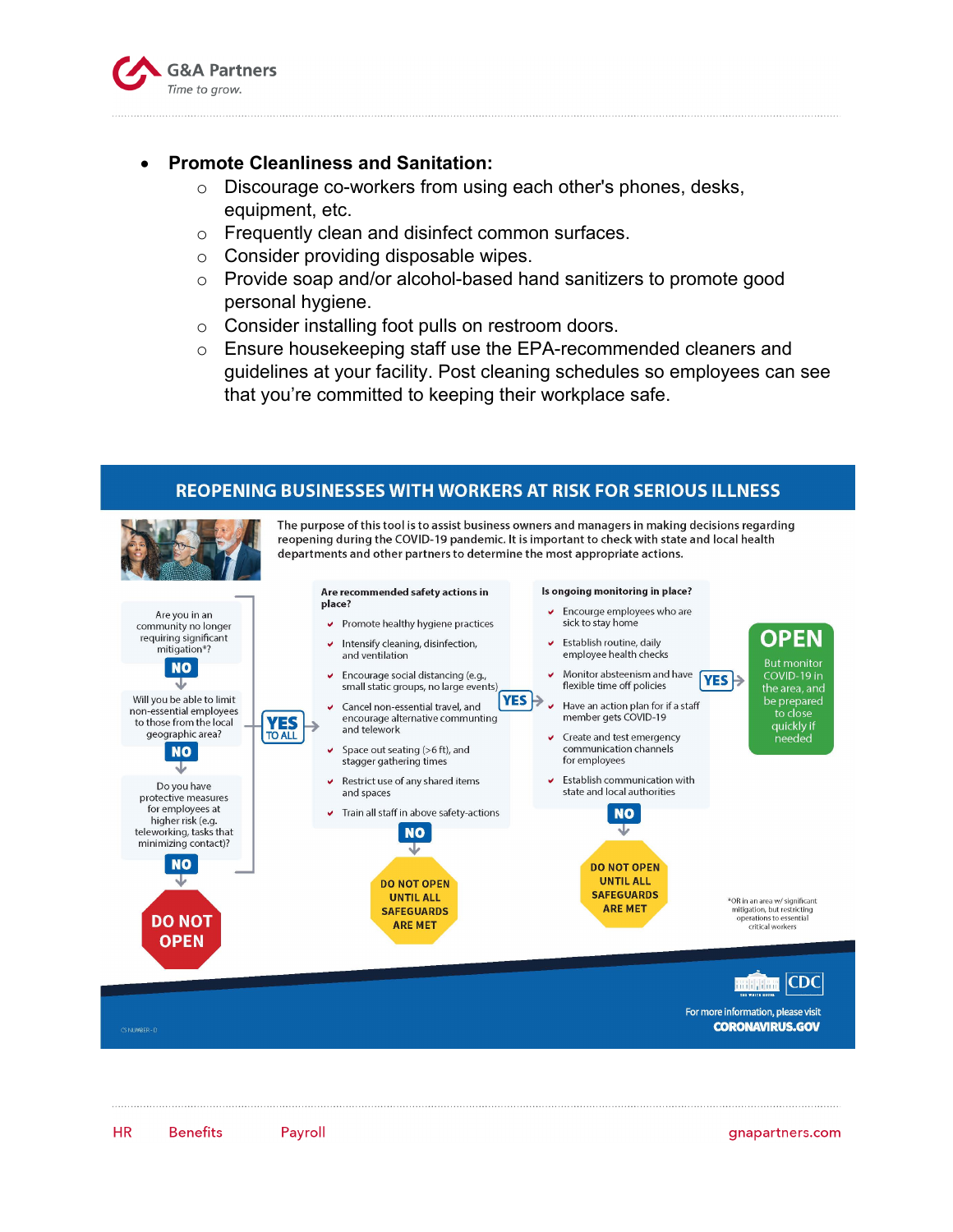- **Promote Cleanliness and Sanitation:**
  - Discourage co-workers from using each other's phones, desks, equipment, etc.
  - Frequently clean and disinfect common surfaces.
  - Consider providing disposable wipes.
  - Provide soap and/or alcohol-based hand sanitizers to promote good personal hygiene.
  - Consider installing foot pulls on restroom doors.
  - Ensure housekeeping staff use the EPA-recommended cleaners and guidelines at your facility. Post cleaning schedules so employees can see that you're committed to keeping their workplace safe.

## REOPENING BUSINESSES WITH WORKERS AT RISK FOR SERIOUS ILLNESS

The purpose of this tool is to assist business owners and managers in making decisions regarding reopening during the COVID-19 pandemic. It is important to check with state and local health departments and other partners to determine the most appropriate actions.

Are you in an community no longer requiring significant mitigation*?

**NO** ↓

Will you be able to limit non-essential employees to those from the local geographic area?

**NO** ↓

Do you have protective measures for employees at higher risk (e.g. teleworking, tasks that minimizing contact)?

**NO** ↓

**DO NOT OPEN**

**YES** TO ALL →

**Are recommended safety actions in place?**

- Promote healthy hygiene practices
- Intensify cleaning, disinfection, and ventilation
- Encourage social distancing (e.g., small static groups, no large events)
- Cancel non-essential travel, and encourage alternative commuting and telework
- Space out seating (>6 ft), and stagger gathering times
- Restrict use of any shared items and spaces
- Train all staff in above safety-actions

**NO** ↓ **DO NOT OPEN UNTIL ALL SAFEGUARDS ARE MET**

**YES** →

**Is ongoing monitoring in place?**

- Encourage employees who are sick to stay home
- Establish routine, daily employee health checks
- Monitor absteenism and have flexible time off policies
- Have an action plan for if a staff member gets COVID-19
- Create and test emergency communication channels for employees
- Establish communication with state and local authorities

**NO** ↓ **DO NOT OPEN UNTIL ALL SAFEGUARDS ARE MET**

**YES** → **OPEN** But monitor COVID-19 in the area, and be prepared to close quickly if needed

*OR in an area w/ significant mitigation, but restricting operations to essential critical workers

CS NUMBER - D

For more information, please visit **CORONAVIRUS.GOV**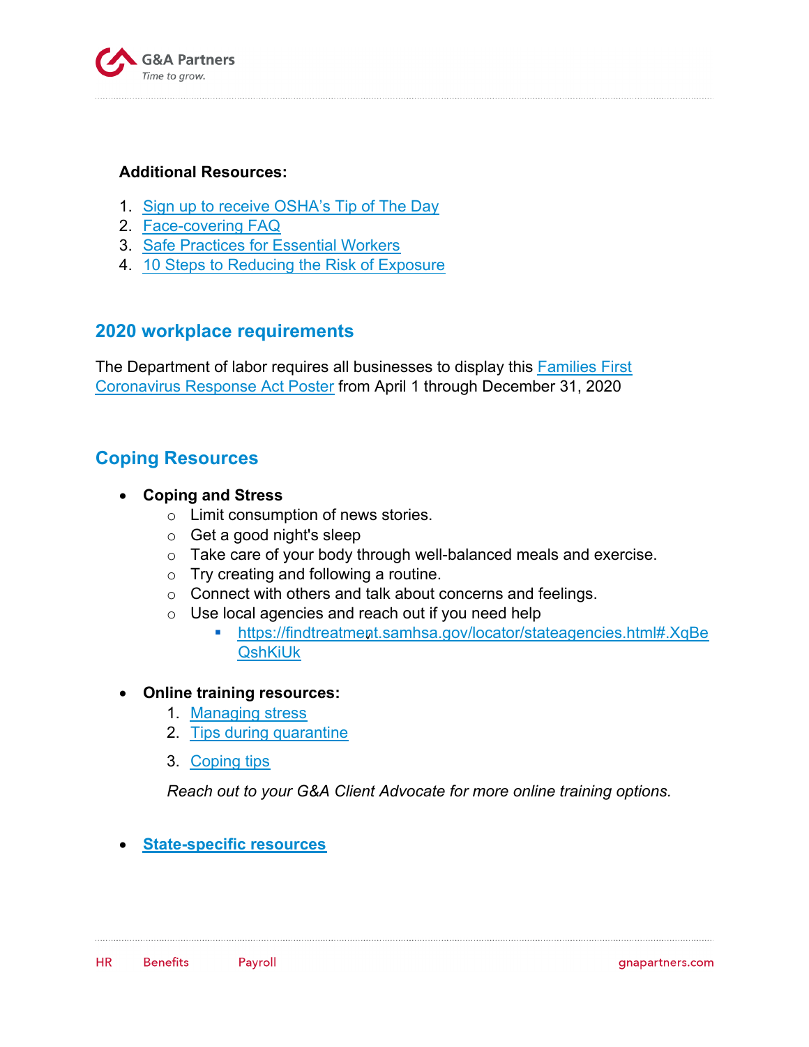**Additional Resources:**

1. Sign up to receive OSHA's Tip of The Day
2. Face-covering FAQ
3. Safe Practices for Essential Workers
4. 10 Steps to Reducing the Risk of Exposure

## 2020 workplace requirements

The Department of labor requires all businesses to display this Families First Coronavirus Response Act Poster from April 1 through December 31, 2020

## Coping Resources

- **Coping and Stress**
  - Limit consumption of news stories.
  - Get a good night's sleep
  - Take care of your body through well-balanced meals and exercise.
  - Try creating and following a routine.
  - Connect with others and talk about concerns and feelings.
  - Use local agencies and reach out if you need help
    - https://findtreatment.samhsa.gov/locator/stateagencies.html#.XqBeQshKiUk

- **Online training resources:**
  1. Managing stress
  2. Tips during quarantine
  3. Coping tips

  *Reach out to your G&A Client Advocate for more online training options.*

- **State-specific resources**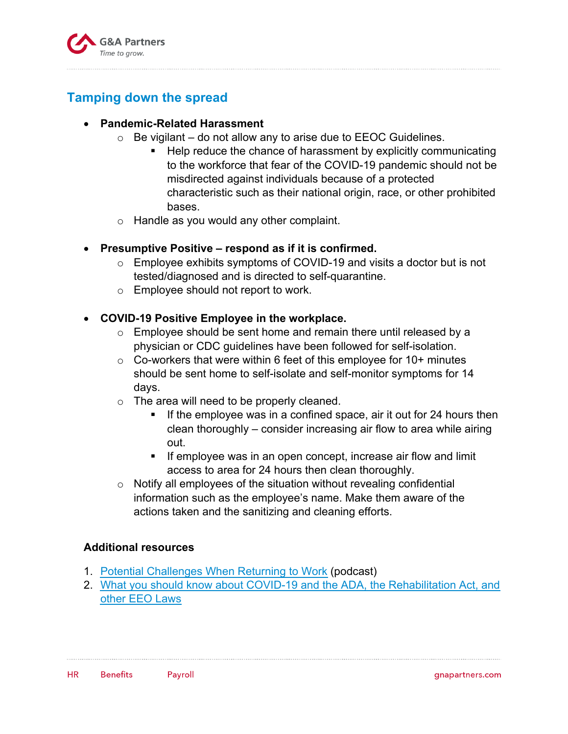## Tamping down the spread

- **Pandemic-Related Harassment**
  - Be vigilant – do not allow any to arise due to EEOC Guidelines.
    - Help reduce the chance of harassment by explicitly communicating to the workforce that fear of the COVID-19 pandemic should not be misdirected against individuals because of a protected characteristic such as their national origin, race, or other prohibited bases.
  - Handle as you would any other complaint.

- **Presumptive Positive – respond as if it is confirmed.**
  - Employee exhibits symptoms of COVID-19 and visits a doctor but is not tested/diagnosed and is directed to self-quarantine.
  - Employee should not report to work.

- **COVID-19 Positive Employee in the workplace.**
  - Employee should be sent home and remain there until released by a physician or CDC guidelines have been followed for self-isolation.
  - Co-workers that were within 6 feet of this employee for 10+ minutes should be sent home to self-isolate and self-monitor symptoms for 14 days.
  - The area will need to be properly cleaned.
    - If the employee was in a confined space, air it out for 24 hours then clean thoroughly – consider increasing air flow to area while airing out.
    - If employee was in an open concept, increase air flow and limit access to area for 24 hours then clean thoroughly.
  - Notify all employees of the situation without revealing confidential information such as the employee's name. Make them aware of the actions taken and the sanitizing and cleaning efforts.

**Additional resources**

1. Potential Challenges When Returning to Work (podcast)
2. What you should know about COVID-19 and the ADA, the Rehabilitation Act, and other EEO Laws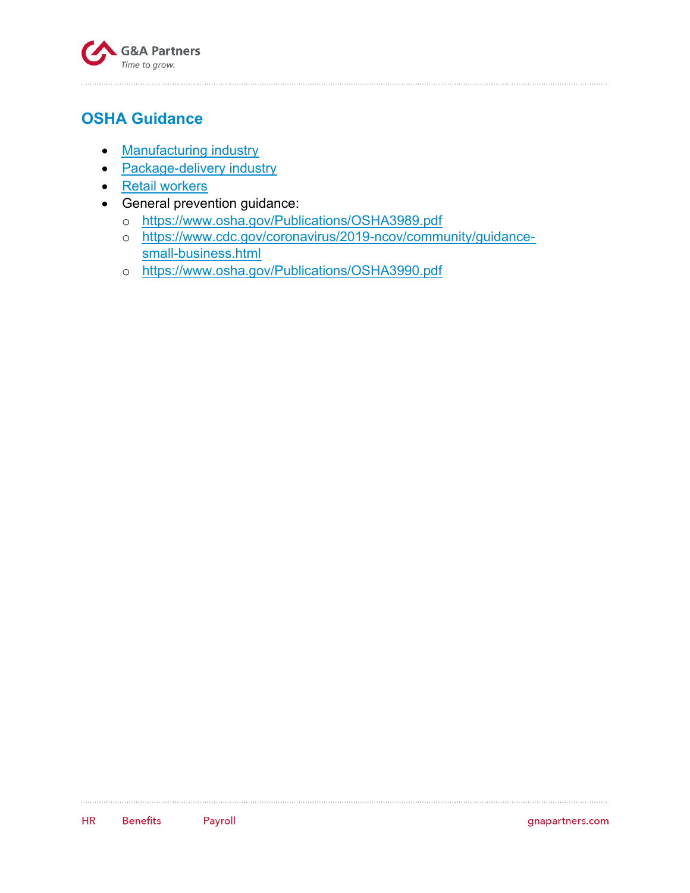## OSHA Guidance

- Manufacturing industry
- Package-delivery industry
- Retail workers
- General prevention guidance:
  - https://www.osha.gov/Publications/OSHA3989.pdf
  - https://www.cdc.gov/coronavirus/2019-ncov/community/guidance-small-business.html
  - https://www.osha.gov/Publications/OSHA3990.pdf